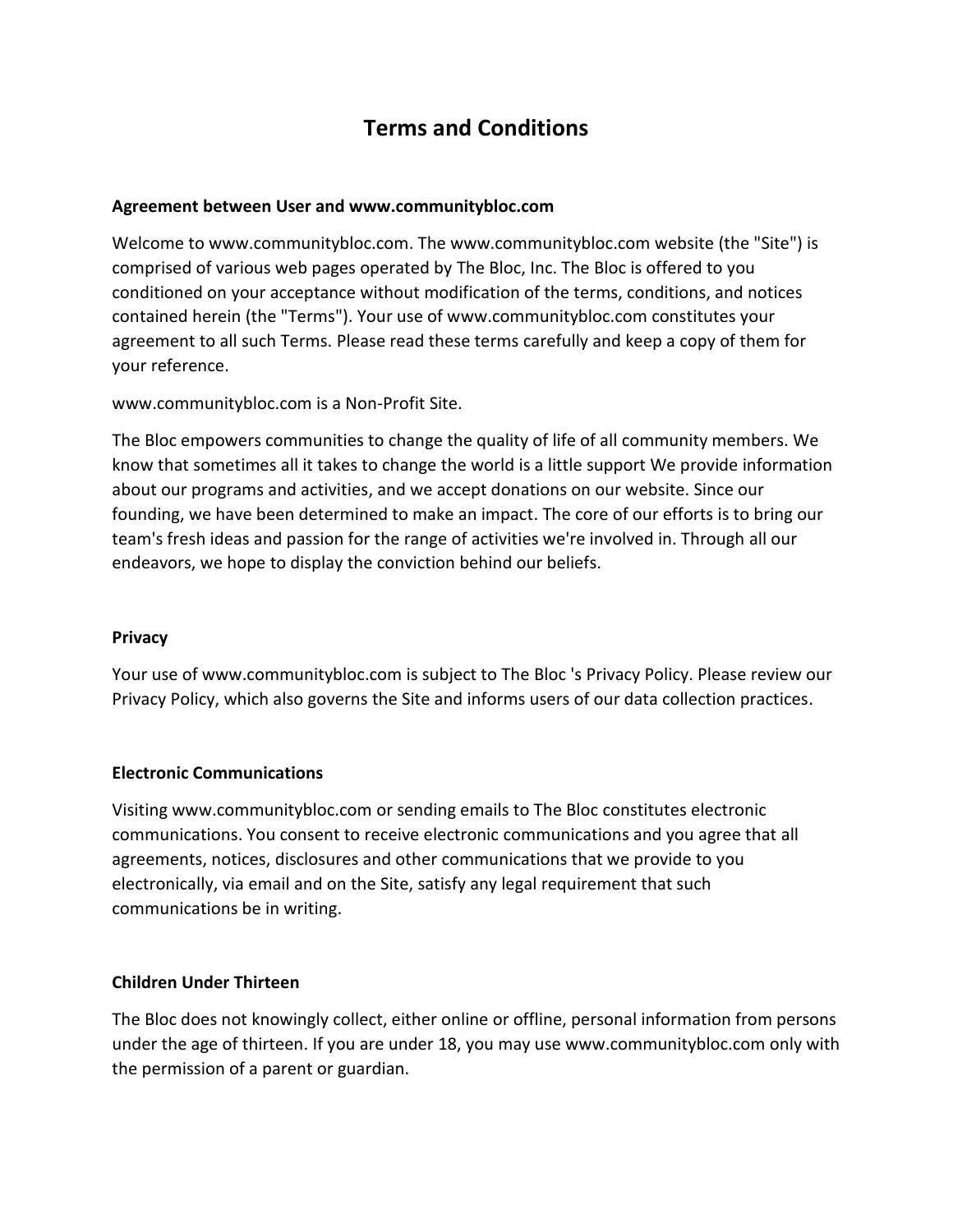# Terms and Conditions

**Agreement between User and www.communitybloc.com**

Welcome to www.communitybloc.com. The www.communitybloc.com website (the "Site") is comprised of various web pages operated by The Bloc, Inc. The Bloc is offered to you conditioned on your acceptance without modification of the terms, conditions, and notices contained herein (the "Terms"). Your use of www.communitybloc.com constitutes your agreement to all such Terms. Please read these terms carefully and keep a copy of them for your reference.

www.communitybloc.com is a Non-Profit Site.

The Bloc empowers communities to change the quality of life of all community members. We know that sometimes all it takes to change the world is a little support We provide information about our programs and activities, and we accept donations on our website. Since our founding, we have been determined to make an impact. The core of our efforts is to bring our team's fresh ideas and passion for the range of activities we're involved in. Through all our endeavors, we hope to display the conviction behind our beliefs.

**Privacy**

Your use of www.communitybloc.com is subject to The Bloc 's Privacy Policy. Please review our Privacy Policy, which also governs the Site and informs users of our data collection practices.

**Electronic Communications**

Visiting www.communitybloc.com or sending emails to The Bloc constitutes electronic communications. You consent to receive electronic communications and you agree that all agreements, notices, disclosures and other communications that we provide to you electronically, via email and on the Site, satisfy any legal requirement that such communications be in writing.

**Children Under Thirteen**

The Bloc does not knowingly collect, either online or offline, personal information from persons under the age of thirteen. If you are under 18, you may use www.communitybloc.com only with the permission of a parent or guardian.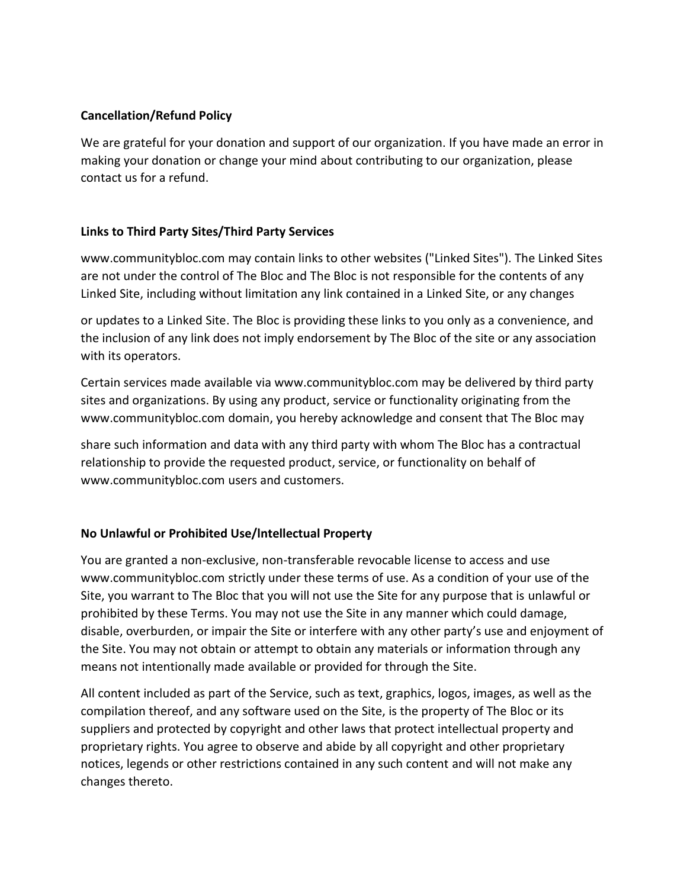**Cancellation/Refund Policy**

We are grateful for your donation and support of our organization. If you have made an error in making your donation or change your mind about contributing to our organization, please contact us for a refund.

**Links to Third Party Sites/Third Party Services**

www.communitybloc.com may contain links to other websites ("Linked Sites"). The Linked Sites are not under the control of The Bloc and The Bloc is not responsible for the contents of any Linked Site, including without limitation any link contained in a Linked Site, or any changes or updates to a Linked Site. The Bloc is providing these links to you only as a convenience, and the inclusion of any link does not imply endorsement by The Bloc of the site or any association with its operators.

Certain services made available via www.communitybloc.com may be delivered by third party sites and organizations. By using any product, service or functionality originating from the www.communitybloc.com domain, you hereby acknowledge and consent that The Bloc may share such information and data with any third party with whom The Bloc has a contractual relationship to provide the requested product, service, or functionality on behalf of www.communitybloc.com users and customers.

**No Unlawful or Prohibited Use/Intellectual Property**

You are granted a non-exclusive, non-transferable revocable license to access and use www.communitybloc.com strictly under these terms of use. As a condition of your use of the Site, you warrant to The Bloc that you will not use the Site for any purpose that is unlawful or prohibited by these Terms. You may not use the Site in any manner which could damage, disable, overburden, or impair the Site or interfere with any other party's use and enjoyment of the Site. You may not obtain or attempt to obtain any materials or information through any means not intentionally made available or provided for through the Site.

All content included as part of the Service, such as text, graphics, logos, images, as well as the compilation thereof, and any software used on the Site, is the property of The Bloc or its suppliers and protected by copyright and other laws that protect intellectual property and proprietary rights. You agree to observe and abide by all copyright and other proprietary notices, legends or other restrictions contained in any such content and will not make any changes thereto.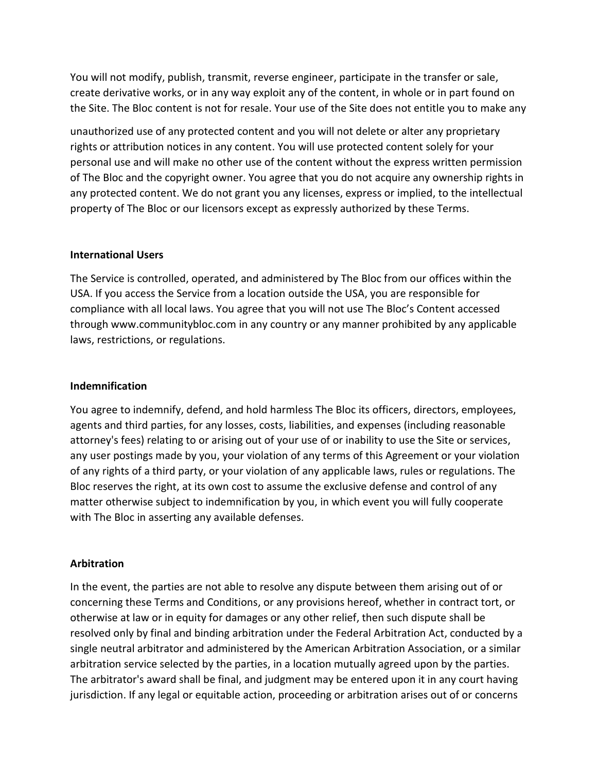You will not modify, publish, transmit, reverse engineer, participate in the transfer or sale, create derivative works, or in any way exploit any of the content, in whole or in part found on the Site. The Bloc content is not for resale. Your use of the Site does not entitle you to make any unauthorized use of any protected content and you will not delete or alter any proprietary rights or attribution notices in any content. You will use protected content solely for your personal use and will make no other use of the content without the express written permission of The Bloc and the copyright owner. You agree that you do not acquire any ownership rights in any protected content. We do not grant you any licenses, express or implied, to the intellectual property of The Bloc or our licensors except as expressly authorized by these Terms.

**International Users**

The Service is controlled, operated, and administered by The Bloc from our offices within the USA. If you access the Service from a location outside the USA, you are responsible for compliance with all local laws. You agree that you will not use The Bloc's Content accessed through www.communitybloc.com in any country or any manner prohibited by any applicable laws, restrictions, or regulations.

**Indemnification**

You agree to indemnify, defend, and hold harmless The Bloc its officers, directors, employees, agents and third parties, for any losses, costs, liabilities, and expenses (including reasonable attorney's fees) relating to or arising out of your use of or inability to use the Site or services, any user postings made by you, your violation of any terms of this Agreement or your violation of any rights of a third party, or your violation of any applicable laws, rules or regulations. The Bloc reserves the right, at its own cost to assume the exclusive defense and control of any matter otherwise subject to indemnification by you, in which event you will fully cooperate with The Bloc in asserting any available defenses.

**Arbitration**

In the event, the parties are not able to resolve any dispute between them arising out of or concerning these Terms and Conditions, or any provisions hereof, whether in contract tort, or otherwise at law or in equity for damages or any other relief, then such dispute shall be resolved only by final and binding arbitration under the Federal Arbitration Act, conducted by a single neutral arbitrator and administered by the American Arbitration Association, or a similar arbitration service selected by the parties, in a location mutually agreed upon by the parties. The arbitrator's award shall be final, and judgment may be entered upon it in any court having jurisdiction. If any legal or equitable action, proceeding or arbitration arises out of or concerns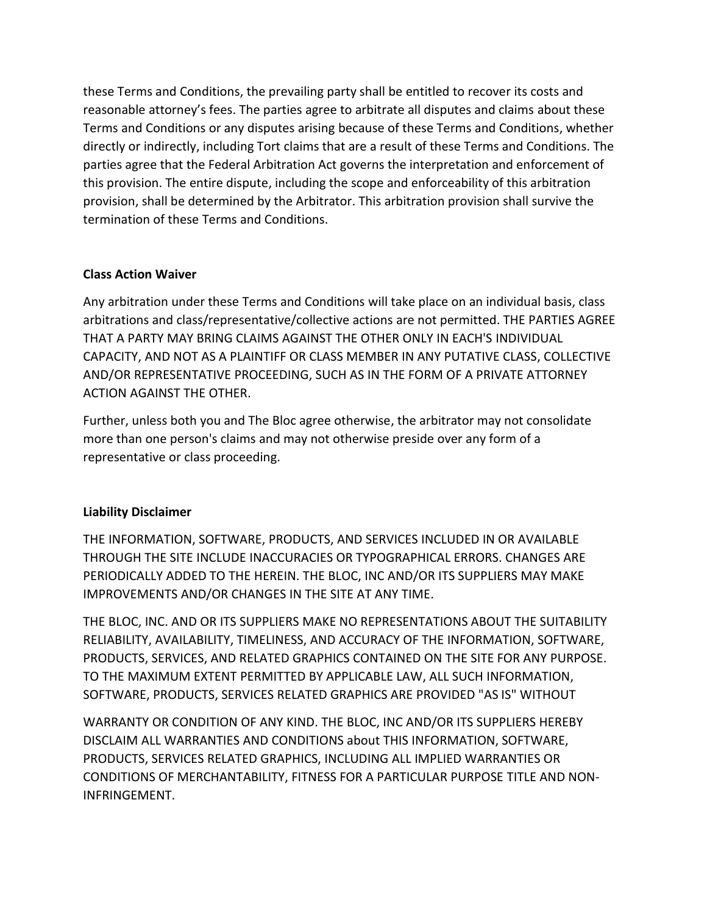these Terms and Conditions, the prevailing party shall be entitled to recover its costs and reasonable attorney's fees. The parties agree to arbitrate all disputes and claims about these Terms and Conditions or any disputes arising because of these Terms and Conditions, whether directly or indirectly, including Tort claims that are a result of these Terms and Conditions. The parties agree that the Federal Arbitration Act governs the interpretation and enforcement of this provision. The entire dispute, including the scope and enforceability of this arbitration provision, shall be determined by the Arbitrator. This arbitration provision shall survive the termination of these Terms and Conditions.

**Class Action Waiver**

Any arbitration under these Terms and Conditions will take place on an individual basis, class arbitrations and class/representative/collective actions are not permitted. THE PARTIES AGREE THAT A PARTY MAY BRING CLAIMS AGAINST THE OTHER ONLY IN EACH'S INDIVIDUAL CAPACITY, AND NOT AS A PLAINTIFF OR CLASS MEMBER IN ANY PUTATIVE CLASS, COLLECTIVE AND/OR REPRESENTATIVE PROCEEDING, SUCH AS IN THE FORM OF A PRIVATE ATTORNEY ACTION AGAINST THE OTHER.

Further, unless both you and The Bloc agree otherwise, the arbitrator may not consolidate more than one person's claims and may not otherwise preside over any form of a representative or class proceeding.

**Liability Disclaimer**

THE INFORMATION, SOFTWARE, PRODUCTS, AND SERVICES INCLUDED IN OR AVAILABLE THROUGH THE SITE INCLUDE INACCURACIES OR TYPOGRAPHICAL ERRORS. CHANGES ARE PERIODICALLY ADDED TO THE HEREIN. THE BLOC, INC AND/OR ITS SUPPLIERS MAY MAKE IMPROVEMENTS AND/OR CHANGES IN THE SITE AT ANY TIME.

THE BLOC, INC. AND OR ITS SUPPLIERS MAKE NO REPRESENTATIONS ABOUT THE SUITABILITY RELIABILITY, AVAILABILITY, TIMELINESS, AND ACCURACY OF THE INFORMATION, SOFTWARE, PRODUCTS, SERVICES, AND RELATED GRAPHICS CONTAINED ON THE SITE FOR ANY PURPOSE. TO THE MAXIMUM EXTENT PERMITTED BY APPLICABLE LAW, ALL SUCH INFORMATION, SOFTWARE, PRODUCTS, SERVICES RELATED GRAPHICS ARE PROVIDED "AS IS" WITHOUT

WARRANTY OR CONDITION OF ANY KIND. THE BLOC, INC AND/OR ITS SUPPLIERS HEREBY DISCLAIM ALL WARRANTIES AND CONDITIONS about THIS INFORMATION, SOFTWARE, PRODUCTS, SERVICES RELATED GRAPHICS, INCLUDING ALL IMPLIED WARRANTIES OR CONDITIONS OF MERCHANTABILITY, FITNESS FOR A PARTICULAR PURPOSE TITLE AND NON-INFRINGEMENT.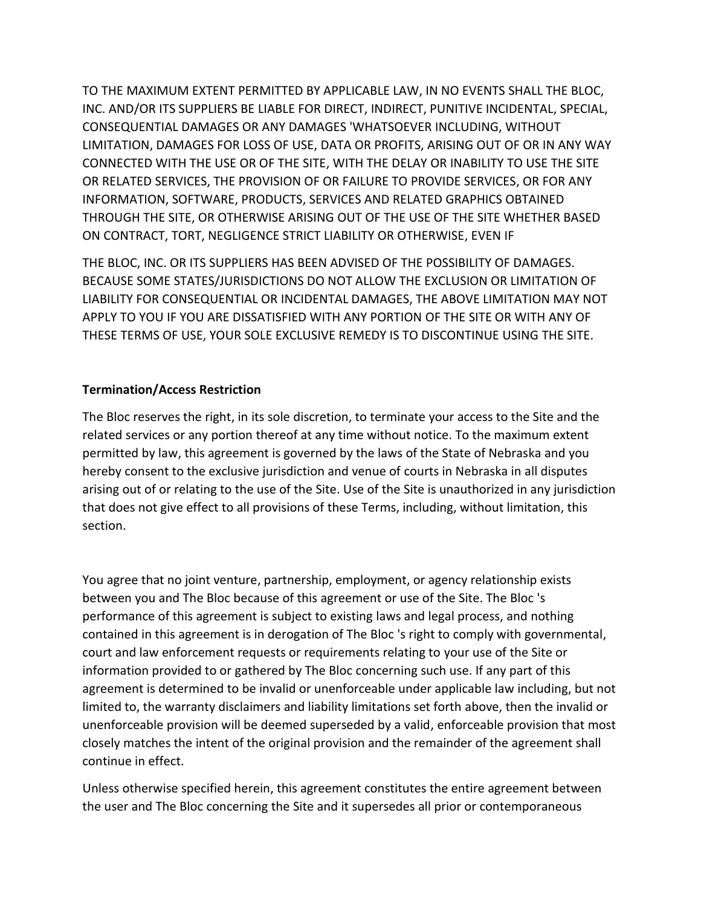TO THE MAXIMUM EXTENT PERMITTED BY APPLICABLE LAW, IN NO EVENTS SHALL THE BLOC, INC. AND/OR ITS SUPPLIERS BE LIABLE FOR DIRECT, INDIRECT, PUNITIVE INCIDENTAL, SPECIAL, CONSEQUENTIAL DAMAGES OR ANY DAMAGES 'WHATSOEVER INCLUDING, WITHOUT LIMITATION, DAMAGES FOR LOSS OF USE, DATA OR PROFITS, ARISING OUT OF OR IN ANY WAY CONNECTED WITH THE USE OR OF THE SITE, WITH THE DELAY OR INABILITY TO USE THE SITE OR RELATED SERVICES, THE PROVISION OF OR FAILURE TO PROVIDE SERVICES, OR FOR ANY INFORMATION, SOFTWARE, PRODUCTS, SERVICES AND RELATED GRAPHICS OBTAINED THROUGH THE SITE, OR OTHERWISE ARISING OUT OF THE USE OF THE SITE WHETHER BASED ON CONTRACT, TORT, NEGLIGENCE STRICT LIABILITY OR OTHERWISE, EVEN IF

THE BLOC, INC. OR ITS SUPPLIERS HAS BEEN ADVISED OF THE POSSIBILITY OF DAMAGES. BECAUSE SOME STATES/JURISDICTIONS DO NOT ALLOW THE EXCLUSION OR LIMITATION OF LIABILITY FOR CONSEQUENTIAL OR INCIDENTAL DAMAGES, THE ABOVE LIMITATION MAY NOT APPLY TO YOU IF YOU ARE DISSATISFIED WITH ANY PORTION OF THE SITE OR WITH ANY OF THESE TERMS OF USE, YOUR SOLE EXCLUSIVE REMEDY IS TO DISCONTINUE USING THE SITE.

**Termination/Access Restriction**

The Bloc reserves the right, in its sole discretion, to terminate your access to the Site and the related services or any portion thereof at any time without notice. To the maximum extent permitted by law, this agreement is governed by the laws of the State of Nebraska and you hereby consent to the exclusive jurisdiction and venue of courts in Nebraska in all disputes arising out of or relating to the use of the Site. Use of the Site is unauthorized in any jurisdiction that does not give effect to all provisions of these Terms, including, without limitation, this section.

You agree that no joint venture, partnership, employment, or agency relationship exists between you and The Bloc because of this agreement or use of the Site. The Bloc 's performance of this agreement is subject to existing laws and legal process, and nothing contained in this agreement is in derogation of The Bloc 's right to comply with governmental, court and law enforcement requests or requirements relating to your use of the Site or information provided to or gathered by The Bloc concerning such use. If any part of this agreement is determined to be invalid or unenforceable under applicable law including, but not limited to, the warranty disclaimers and liability limitations set forth above, then the invalid or unenforceable provision will be deemed superseded by a valid, enforceable provision that most closely matches the intent of the original provision and the remainder of the agreement shall continue in effect.

Unless otherwise specified herein, this agreement constitutes the entire agreement between the user and The Bloc concerning the Site and it supersedes all prior or contemporaneous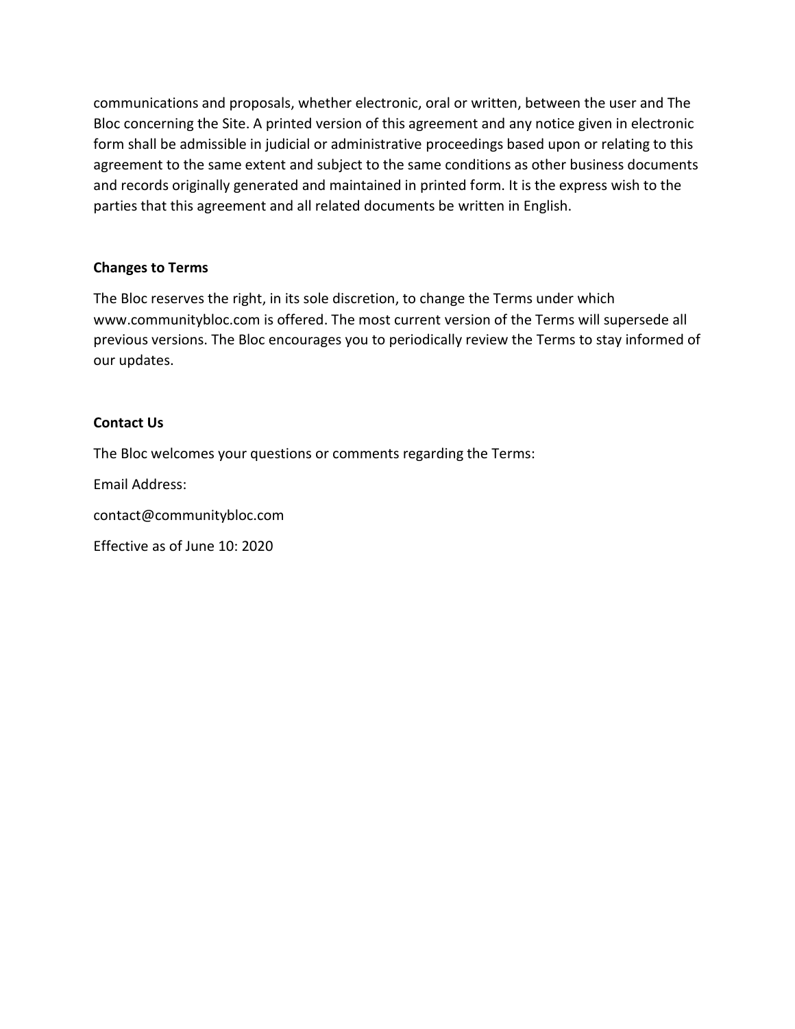communications and proposals, whether electronic, oral or written, between the user and The Bloc concerning the Site. A printed version of this agreement and any notice given in electronic form shall be admissible in judicial or administrative proceedings based upon or relating to this agreement to the same extent and subject to the same conditions as other business documents and records originally generated and maintained in printed form. It is the express wish to the parties that this agreement and all related documents be written in English.

**Changes to Terms**

The Bloc reserves the right, in its sole discretion, to change the Terms under which www.communitybloc.com is offered. The most current version of the Terms will supersede all previous versions. The Bloc encourages you to periodically review the Terms to stay informed of our updates.

**Contact Us**

The Bloc welcomes your questions or comments regarding the Terms:

Email Address:

contact@communitybloc.com

Effective as of June 10: 2020